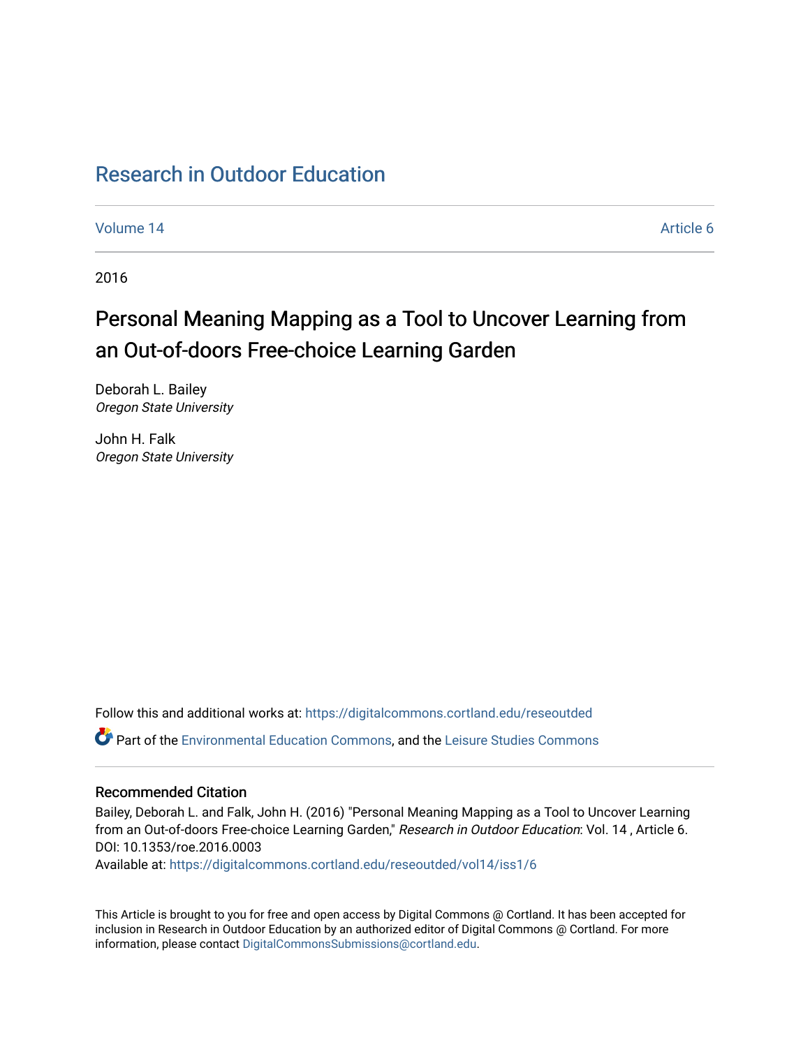# Research in Outdoor Education

Volume 14 Article 6

2016

## Personal Meaning Mapping as a Tool to Uncover Learning from an Out-of-doors Free-choice Learning Garden

Deborah L. Bailey
*Oregon State University*

John H. Falk
*Oregon State University*

Follow this and additional works at: https://digitalcommons.cortland.edu/reseoutded

Part of the Environmental Education Commons, and the Leisure Studies Commons

### Recommended Citation

Bailey, Deborah L. and Falk, John H. (2016) "Personal Meaning Mapping as a Tool to Uncover Learning from an Out-of-doors Free-choice Learning Garden," *Research in Outdoor Education*: Vol. 14 , Article 6. DOI: 10.1353/roe.2016.0003
Available at: https://digitalcommons.cortland.edu/reseoutded/vol14/iss1/6

This Article is brought to you for free and open access by Digital Commons @ Cortland. It has been accepted for inclusion in Research in Outdoor Education by an authorized editor of Digital Commons @ Cortland. For more information, please contact DigitalCommonsSubmissions@cortland.edu.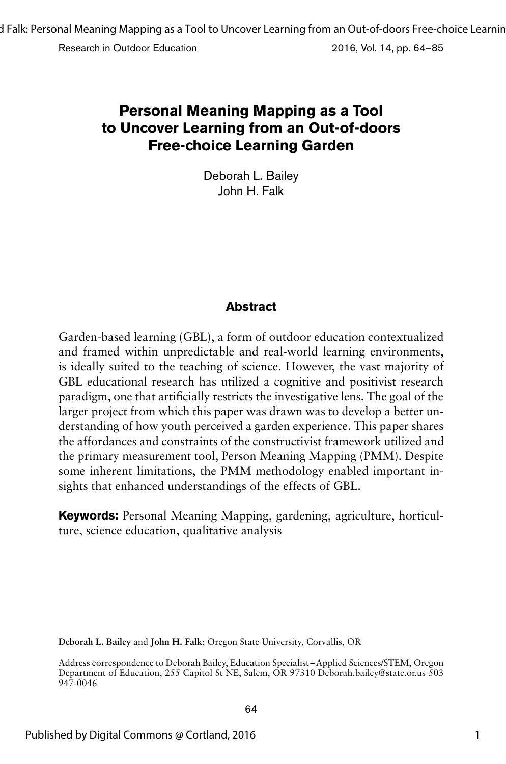# Personal Meaning Mapping as a Tool to Uncover Learning from an Out-of-doors Free-choice Learning Garden

Deborah L. Bailey
John H. Falk

## Abstract

Garden-based learning (GBL), a form of outdoor education contextualized and framed within unpredictable and real-world learning environments, is ideally suited to the teaching of science. However, the vast majority of GBL educational research has utilized a cognitive and positivist research paradigm, one that artificially restricts the investigative lens. The goal of the larger project from which this paper was drawn was to develop a better understanding of how youth perceived a garden experience. This paper shares the affordances and constraints of the constructivist framework utilized and the primary measurement tool, Person Meaning Mapping (PMM). Despite some inherent limitations, the PMM methodology enabled important insights that enhanced understandings of the effects of GBL.

**Keywords:** Personal Meaning Mapping, gardening, agriculture, horticulture, science education, qualitative analysis

**Deborah L. Bailey** and **John H. Falk**; Oregon State University, Corvallis, OR

Address correspondence to Deborah Bailey, Education Specialist–Applied Sciences/STEM, Oregon Department of Education, 255 Capitol St NE, Salem, OR 97310 Deborah.bailey@state.or.us 503 947-0046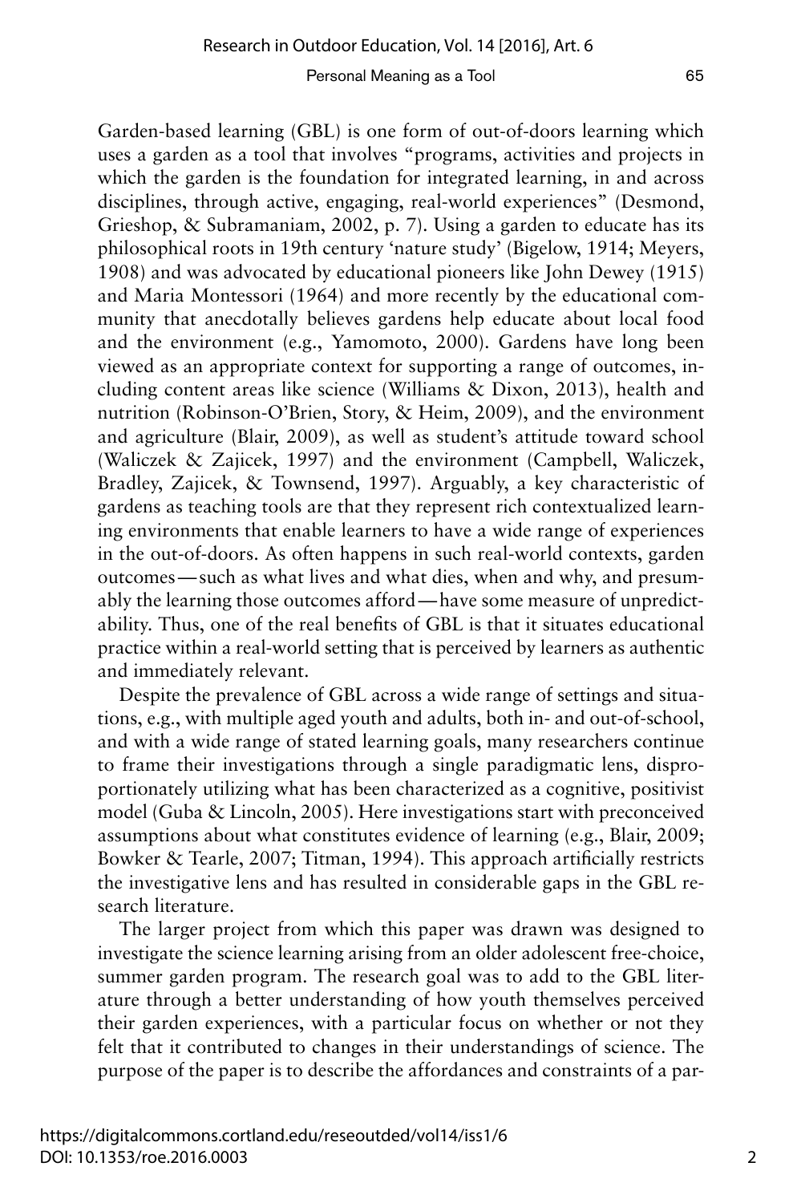Garden-based learning (GBL) is one form of out-of-doors learning which uses a garden as a tool that involves "programs, activities and projects in which the garden is the foundation for integrated learning, in and across disciplines, through active, engaging, real-world experiences" (Desmond, Grieshop, & Subramaniam, 2002, p. 7). Using a garden to educate has its philosophical roots in 19th century 'nature study' (Bigelow, 1914; Meyers, 1908) and was advocated by educational pioneers like John Dewey (1915) and Maria Montessori (1964) and more recently by the educational community that anecdotally believes gardens help educate about local food and the environment (e.g., Yamomoto, 2000). Gardens have long been viewed as an appropriate context for supporting a range of outcomes, including content areas like science (Williams & Dixon, 2013), health and nutrition (Robinson-O'Brien, Story, & Heim, 2009), and the environment and agriculture (Blair, 2009), as well as student's attitude toward school (Waliczek & Zajicek, 1997) and the environment (Campbell, Waliczek, Bradley, Zajicek, & Townsend, 1997). Arguably, a key characteristic of gardens as teaching tools are that they represent rich contextualized learning environments that enable learners to have a wide range of experiences in the out-of-doors. As often happens in such real-world contexts, garden outcomes—such as what lives and what dies, when and why, and presumably the learning those outcomes afford—have some measure of unpredictability. Thus, one of the real benefits of GBL is that it situates educational practice within a real-world setting that is perceived by learners as authentic and immediately relevant.

Despite the prevalence of GBL across a wide range of settings and situations, e.g., with multiple aged youth and adults, both in- and out-of-school, and with a wide range of stated learning goals, many researchers continue to frame their investigations through a single paradigmatic lens, disproportionately utilizing what has been characterized as a cognitive, positivist model (Guba & Lincoln, 2005). Here investigations start with preconceived assumptions about what constitutes evidence of learning (e.g., Blair, 2009; Bowker & Tearle, 2007; Titman, 1994). This approach artificially restricts the investigative lens and has resulted in considerable gaps in the GBL research literature.

The larger project from which this paper was drawn was designed to investigate the science learning arising from an older adolescent free-choice, summer garden program. The research goal was to add to the GBL literature through a better understanding of how youth themselves perceived their garden experiences, with a particular focus on whether or not they felt that it contributed to changes in their understandings of science. The purpose of the paper is to describe the affordances and constraints of a par-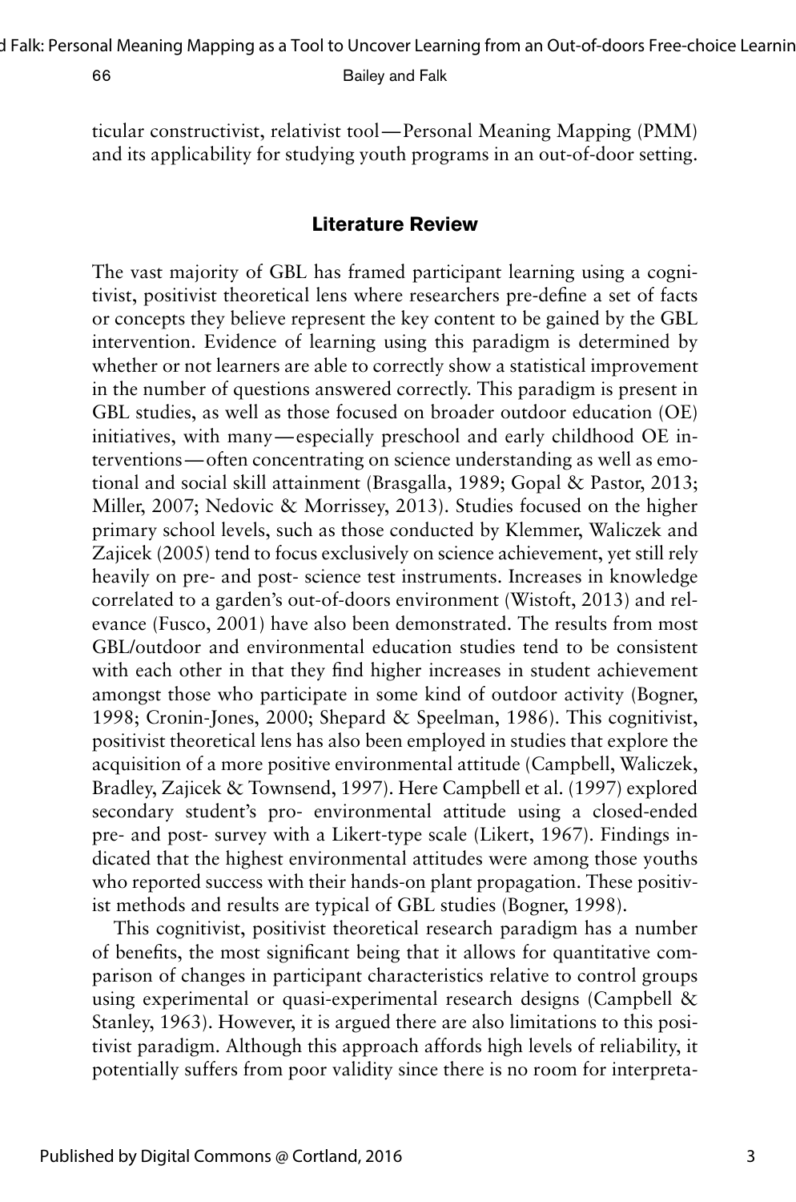ticular constructivist, relativist tool—Personal Meaning Mapping (PMM) and its applicability for studying youth programs in an out-of-door setting.

## Literature Review

The vast majority of GBL has framed participant learning using a cognitivist, positivist theoretical lens where researchers pre-define a set of facts or concepts they believe represent the key content to be gained by the GBL intervention. Evidence of learning using this paradigm is determined by whether or not learners are able to correctly show a statistical improvement in the number of questions answered correctly. This paradigm is present in GBL studies, as well as those focused on broader outdoor education (OE) initiatives, with many—especially preschool and early childhood OE interventions—often concentrating on science understanding as well as emotional and social skill attainment (Brasgalla, 1989; Gopal & Pastor, 2013; Miller, 2007; Nedovic & Morrissey, 2013). Studies focused on the higher primary school levels, such as those conducted by Klemmer, Waliczek and Zajicek (2005) tend to focus exclusively on science achievement, yet still rely heavily on pre- and post- science test instruments. Increases in knowledge correlated to a garden's out-of-doors environment (Wistoft, 2013) and relevance (Fusco, 2001) have also been demonstrated. The results from most GBL/outdoor and environmental education studies tend to be consistent with each other in that they find higher increases in student achievement amongst those who participate in some kind of outdoor activity (Bogner, 1998; Cronin-Jones, 2000; Shepard & Speelman, 1986). This cognitivist, positivist theoretical lens has also been employed in studies that explore the acquisition of a more positive environmental attitude (Campbell, Waliczek, Bradley, Zajicek & Townsend, 1997). Here Campbell et al. (1997) explored secondary student's pro- environmental attitude using a closed-ended pre- and post- survey with a Likert-type scale (Likert, 1967). Findings indicated that the highest environmental attitudes were among those youths who reported success with their hands-on plant propagation. These positivist methods and results are typical of GBL studies (Bogner, 1998).

This cognitivist, positivist theoretical research paradigm has a number of benefits, the most significant being that it allows for quantitative comparison of changes in participant characteristics relative to control groups using experimental or quasi-experimental research designs (Campbell & Stanley, 1963). However, it is argued there are also limitations to this positivist paradigm. Although this approach affords high levels of reliability, it potentially suffers from poor validity since there is no room for interpreta-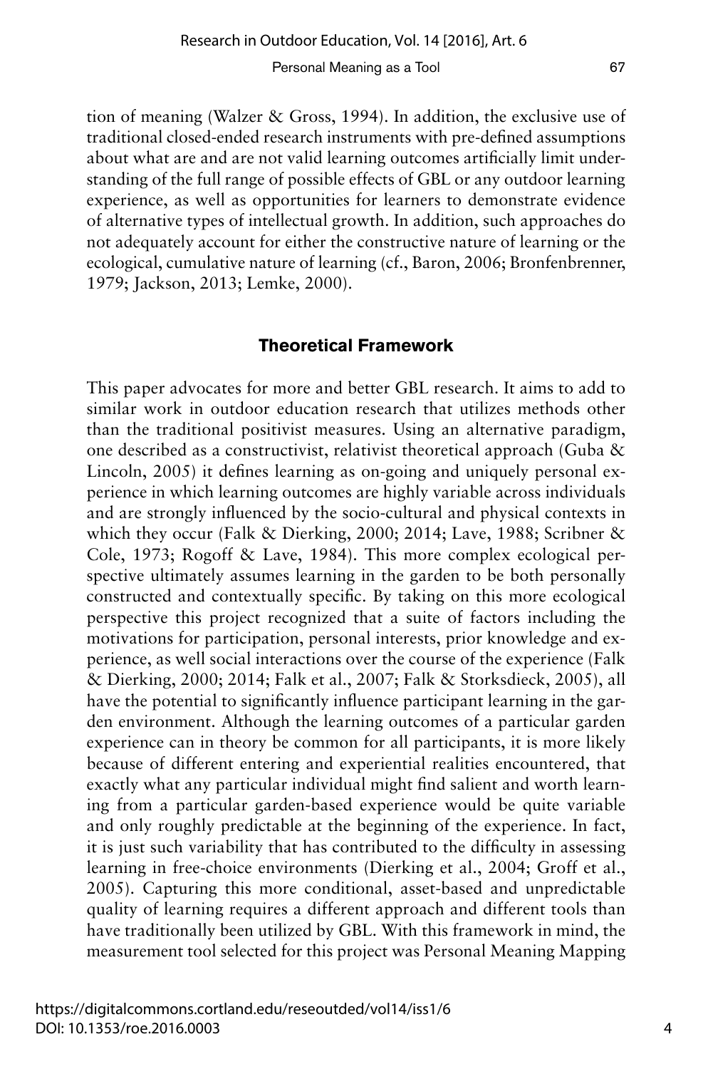tion of meaning (Walzer & Gross, 1994). In addition, the exclusive use of traditional closed-ended research instruments with pre-defined assumptions about what are and are not valid learning outcomes artificially limit understanding of the full range of possible effects of GBL or any outdoor learning experience, as well as opportunities for learners to demonstrate evidence of alternative types of intellectual growth. In addition, such approaches do not adequately account for either the constructive nature of learning or the ecological, cumulative nature of learning (cf., Baron, 2006; Bronfenbrenner, 1979; Jackson, 2013; Lemke, 2000).

## Theoretical Framework

This paper advocates for more and better GBL research. It aims to add to similar work in outdoor education research that utilizes methods other than the traditional positivist measures. Using an alternative paradigm, one described as a constructivist, relativist theoretical approach (Guba & Lincoln, 2005) it defines learning as on-going and uniquely personal experience in which learning outcomes are highly variable across individuals and are strongly influenced by the socio-cultural and physical contexts in which they occur (Falk & Dierking, 2000; 2014; Lave, 1988; Scribner & Cole, 1973; Rogoff & Lave, 1984). This more complex ecological perspective ultimately assumes learning in the garden to be both personally constructed and contextually specific. By taking on this more ecological perspective this project recognized that a suite of factors including the motivations for participation, personal interests, prior knowledge and experience, as well social interactions over the course of the experience (Falk & Dierking, 2000; 2014; Falk et al., 2007; Falk & Storksdieck, 2005), all have the potential to significantly influence participant learning in the garden environment. Although the learning outcomes of a particular garden experience can in theory be common for all participants, it is more likely because of different entering and experiential realities encountered, that exactly what any particular individual might find salient and worth learning from a particular garden-based experience would be quite variable and only roughly predictable at the beginning of the experience. In fact, it is just such variability that has contributed to the difficulty in assessing learning in free-choice environments (Dierking et al., 2004; Groff et al., 2005). Capturing this more conditional, asset-based and unpredictable quality of learning requires a different approach and different tools than have traditionally been utilized by GBL. With this framework in mind, the measurement tool selected for this project was Personal Meaning Mapping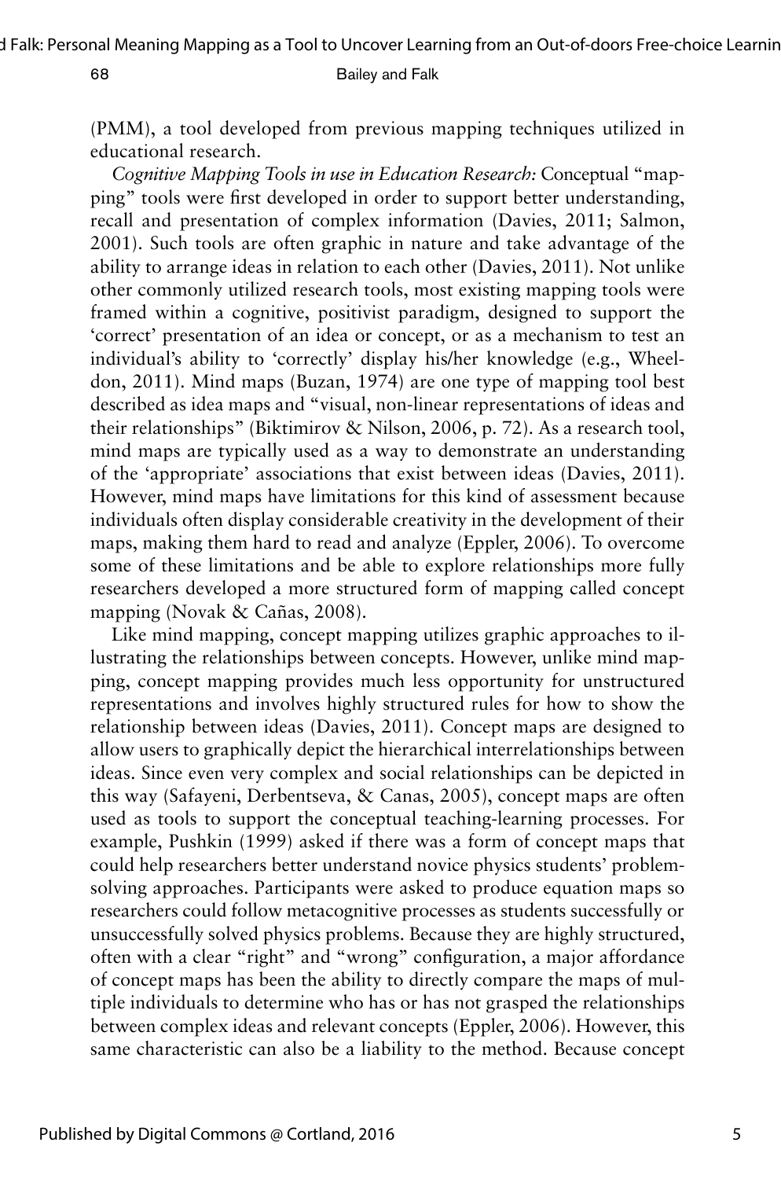(PMM), a tool developed from previous mapping techniques utilized in educational research.

*Cognitive Mapping Tools in use in Education Research:* Conceptual "mapping" tools were first developed in order to support better understanding, recall and presentation of complex information (Davies, 2011; Salmon, 2001). Such tools are often graphic in nature and take advantage of the ability to arrange ideas in relation to each other (Davies, 2011). Not unlike other commonly utilized research tools, most existing mapping tools were framed within a cognitive, positivist paradigm, designed to support the 'correct' presentation of an idea or concept, or as a mechanism to test an individual's ability to 'correctly' display his/her knowledge (e.g., Wheeldon, 2011). Mind maps (Buzan, 1974) are one type of mapping tool best described as idea maps and "visual, non-linear representations of ideas and their relationships" (Biktimirov & Nilson, 2006, p. 72). As a research tool, mind maps are typically used as a way to demonstrate an understanding of the 'appropriate' associations that exist between ideas (Davies, 2011). However, mind maps have limitations for this kind of assessment because individuals often display considerable creativity in the development of their maps, making them hard to read and analyze (Eppler, 2006). To overcome some of these limitations and be able to explore relationships more fully researchers developed a more structured form of mapping called concept mapping (Novak & Cañas, 2008).

Like mind mapping, concept mapping utilizes graphic approaches to illustrating the relationships between concepts. However, unlike mind mapping, concept mapping provides much less opportunity for unstructured representations and involves highly structured rules for how to show the relationship between ideas (Davies, 2011). Concept maps are designed to allow users to graphically depict the hierarchical interrelationships between ideas. Since even very complex and social relationships can be depicted in this way (Safayeni, Derbentseva, & Canas, 2005), concept maps are often used as tools to support the conceptual teaching-learning processes. For example, Pushkin (1999) asked if there was a form of concept maps that could help researchers better understand novice physics students' problem-solving approaches. Participants were asked to produce equation maps so researchers could follow metacognitive processes as students successfully or unsuccessfully solved physics problems. Because they are highly structured, often with a clear "right" and "wrong" configuration, a major affordance of concept maps has been the ability to directly compare the maps of multiple individuals to determine who has or has not grasped the relationships between complex ideas and relevant concepts (Eppler, 2006). However, this same characteristic can also be a liability to the method. Because concept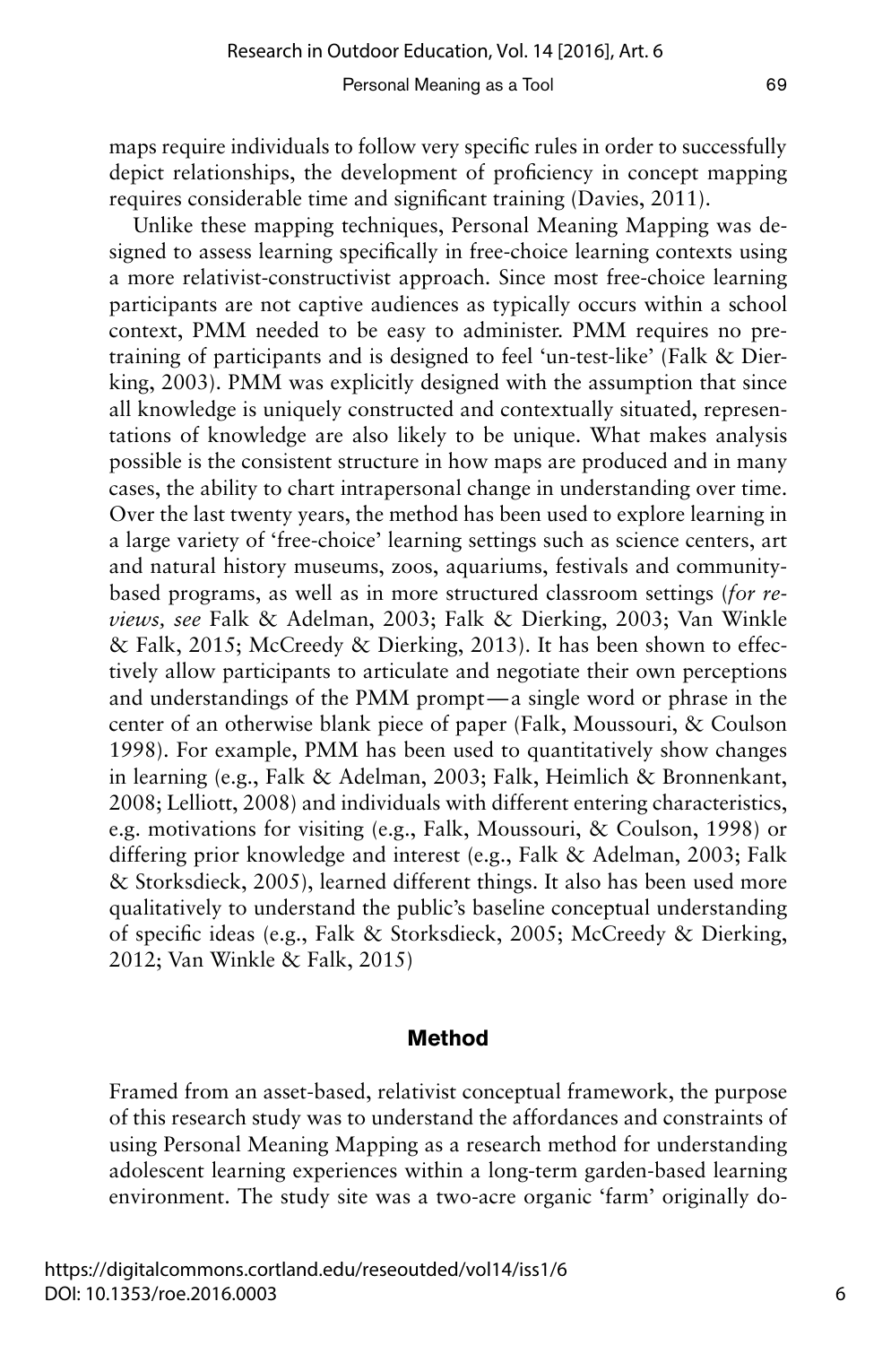maps require individuals to follow very specific rules in order to successfully depict relationships, the development of proficiency in concept mapping requires considerable time and significant training (Davies, 2011).

Unlike these mapping techniques, Personal Meaning Mapping was designed to assess learning specifically in free-choice learning contexts using a more relativist-constructivist approach. Since most free-choice learning participants are not captive audiences as typically occurs within a school context, PMM needed to be easy to administer. PMM requires no pre-training of participants and is designed to feel 'un-test-like' (Falk & Dierking, 2003). PMM was explicitly designed with the assumption that since all knowledge is uniquely constructed and contextually situated, representations of knowledge are also likely to be unique. What makes analysis possible is the consistent structure in how maps are produced and in many cases, the ability to chart intrapersonal change in understanding over time. Over the last twenty years, the method has been used to explore learning in a large variety of 'free-choice' learning settings such as science centers, art and natural history museums, zoos, aquariums, festivals and community-based programs, as well as in more structured classroom settings (*for reviews, see* Falk & Adelman, 2003; Falk & Dierking, 2003; Van Winkle & Falk, 2015; McCreedy & Dierking, 2013). It has been shown to effectively allow participants to articulate and negotiate their own perceptions and understandings of the PMM prompt—a single word or phrase in the center of an otherwise blank piece of paper (Falk, Moussouri, & Coulson 1998). For example, PMM has been used to quantitatively show changes in learning (e.g., Falk & Adelman, 2003; Falk, Heimlich & Bronnenkant, 2008; Lelliott, 2008) and individuals with different entering characteristics, e.g. motivations for visiting (e.g., Falk, Moussouri, & Coulson, 1998) or differing prior knowledge and interest (e.g., Falk & Adelman, 2003; Falk & Storksdieck, 2005), learned different things. It also has been used more qualitatively to understand the public's baseline conceptual understanding of specific ideas (e.g., Falk & Storksdieck, 2005; McCreedy & Dierking, 2012; Van Winkle & Falk, 2015)

## Method

Framed from an asset-based, relativist conceptual framework, the purpose of this research study was to understand the affordances and constraints of using Personal Meaning Mapping as a research method for understanding adolescent learning experiences within a long-term garden-based learning environment. The study site was a two-acre organic 'farm' originally do-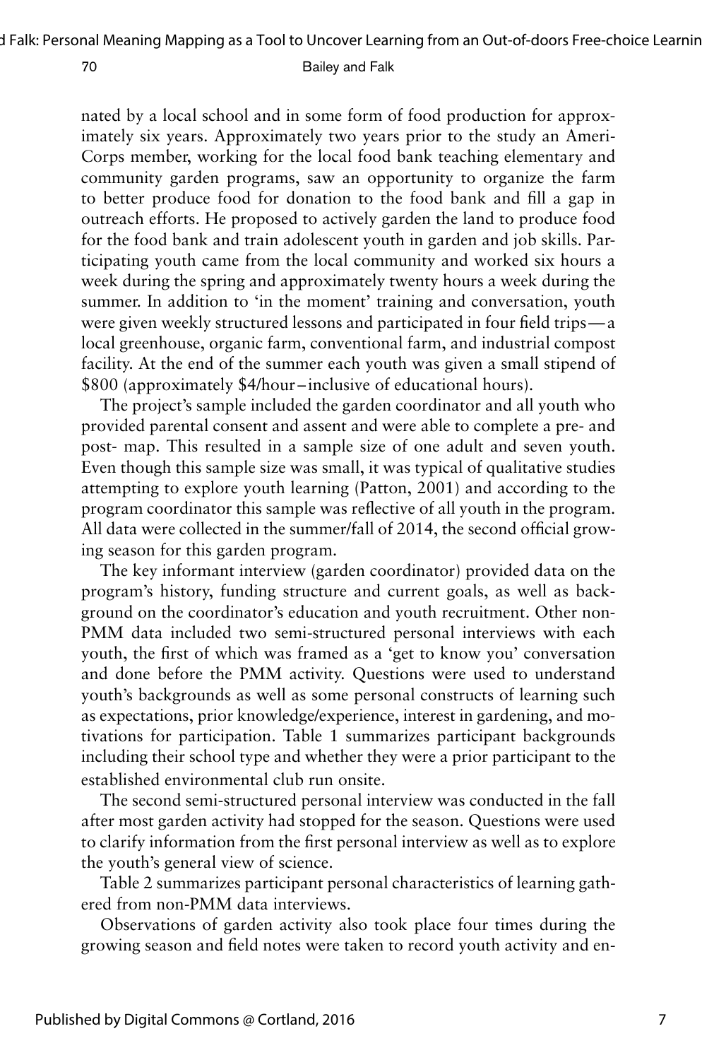nated by a local school and in some form of food production for approximately six years. Approximately two years prior to the study an AmeriCorps member, working for the local food bank teaching elementary and community garden programs, saw an opportunity to organize the farm to better produce food for donation to the food bank and fill a gap in outreach efforts. He proposed to actively garden the land to produce food for the food bank and train adolescent youth in garden and job skills. Participating youth came from the local community and worked six hours a week during the spring and approximately twenty hours a week during the summer. In addition to 'in the moment' training and conversation, youth were given weekly structured lessons and participated in four field trips—a local greenhouse, organic farm, conventional farm, and industrial compost facility. At the end of the summer each youth was given a small stipend of $800 (approximately $4/hour–inclusive of educational hours).

The project's sample included the garden coordinator and all youth who provided parental consent and assent and were able to complete a pre- and post- map. This resulted in a sample size of one adult and seven youth. Even though this sample size was small, it was typical of qualitative studies attempting to explore youth learning (Patton, 2001) and according to the program coordinator this sample was reflective of all youth in the program. All data were collected in the summer/fall of 2014, the second official growing season for this garden program.

The key informant interview (garden coordinator) provided data on the program's history, funding structure and current goals, as well as background on the coordinator's education and youth recruitment. Other non-PMM data included two semi-structured personal interviews with each youth, the first of which was framed as a 'get to know you' conversation and done before the PMM activity. Questions were used to understand youth's backgrounds as well as some personal constructs of learning such as expectations, prior knowledge/experience, interest in gardening, and motivations for participation. Table 1 summarizes participant backgrounds including their school type and whether they were a prior participant to the established environmental club run onsite.

The second semi-structured personal interview was conducted in the fall after most garden activity had stopped for the season. Questions were used to clarify information from the first personal interview as well as to explore the youth's general view of science.

Table 2 summarizes participant personal characteristics of learning gathered from non-PMM data interviews.

Observations of garden activity also took place four times during the growing season and field notes were taken to record youth activity and en-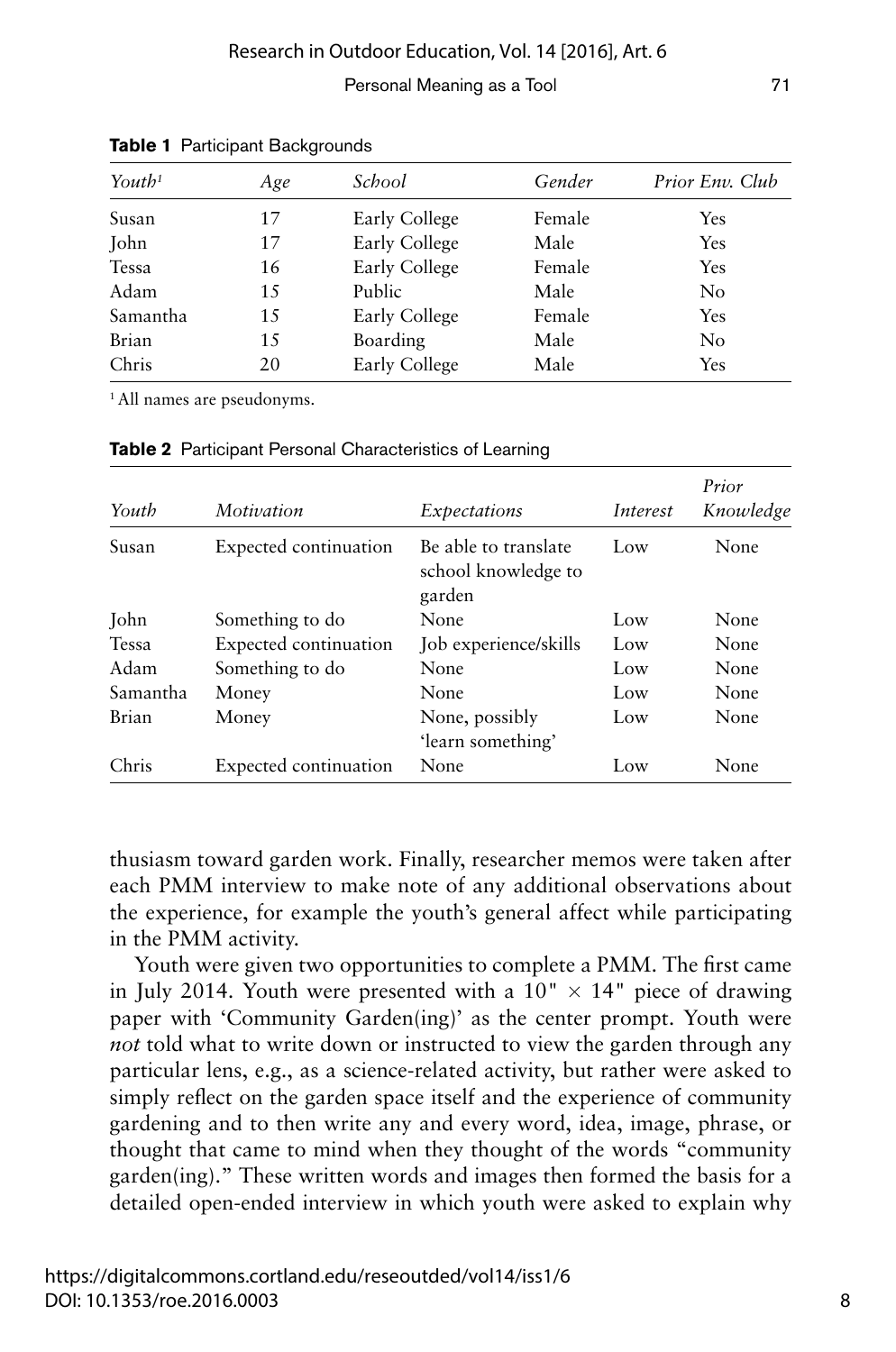**Table 1** Participant Backgrounds

| *Youth*[1] | *Age* | *School* | *Gender* | *Prior Env. Club* |
|---|---|---|---|---|
| Susan | 17 | Early College | Female | Yes |
| John | 17 | Early College | Male | Yes |
| Tessa | 16 | Early College | Female | Yes |
| Adam | 15 | Public | Male | No |
| Samantha | 15 | Early College | Female | Yes |
| Brian | 15 | Boarding | Male | No |
| Chris | 20 | Early College | Male | Yes |

[1] All names are pseudonyms.

**Table 2** Participant Personal Characteristics of Learning

| *Youth* | *Motivation* | *Expectations* | *Interest* | *Prior Knowledge* |
|---|---|---|---|---|
| Susan | Expected continuation | Be able to translate school knowledge to garden | Low | None |
| John | Something to do | None | Low | None |
| Tessa | Expected continuation | Job experience/skills | Low | None |
| Adam | Something to do | None | Low | None |
| Samantha | Money | None | Low | None |
| Brian | Money | None, possibly 'learn something' | Low | None |
| Chris | Expected continuation | None | Low | None |

thusiasm toward garden work. Finally, researcher memos were taken after each PMM interview to make note of any additional observations about the experience, for example the youth's general affect while participating in the PMM activity.

Youth were given two opportunities to complete a PMM. The first came in July 2014. Youth were presented with a 10" × 14" piece of drawing paper with 'Community Garden(ing)' as the center prompt. Youth were *not* told what to write down or instructed to view the garden through any particular lens, e.g., as a science-related activity, but rather were asked to simply reflect on the garden space itself and the experience of community gardening and to then write any and every word, idea, image, phrase, or thought that came to mind when they thought of the words "community garden(ing)." These written words and images then formed the basis for a detailed open-ended interview in which youth were asked to explain why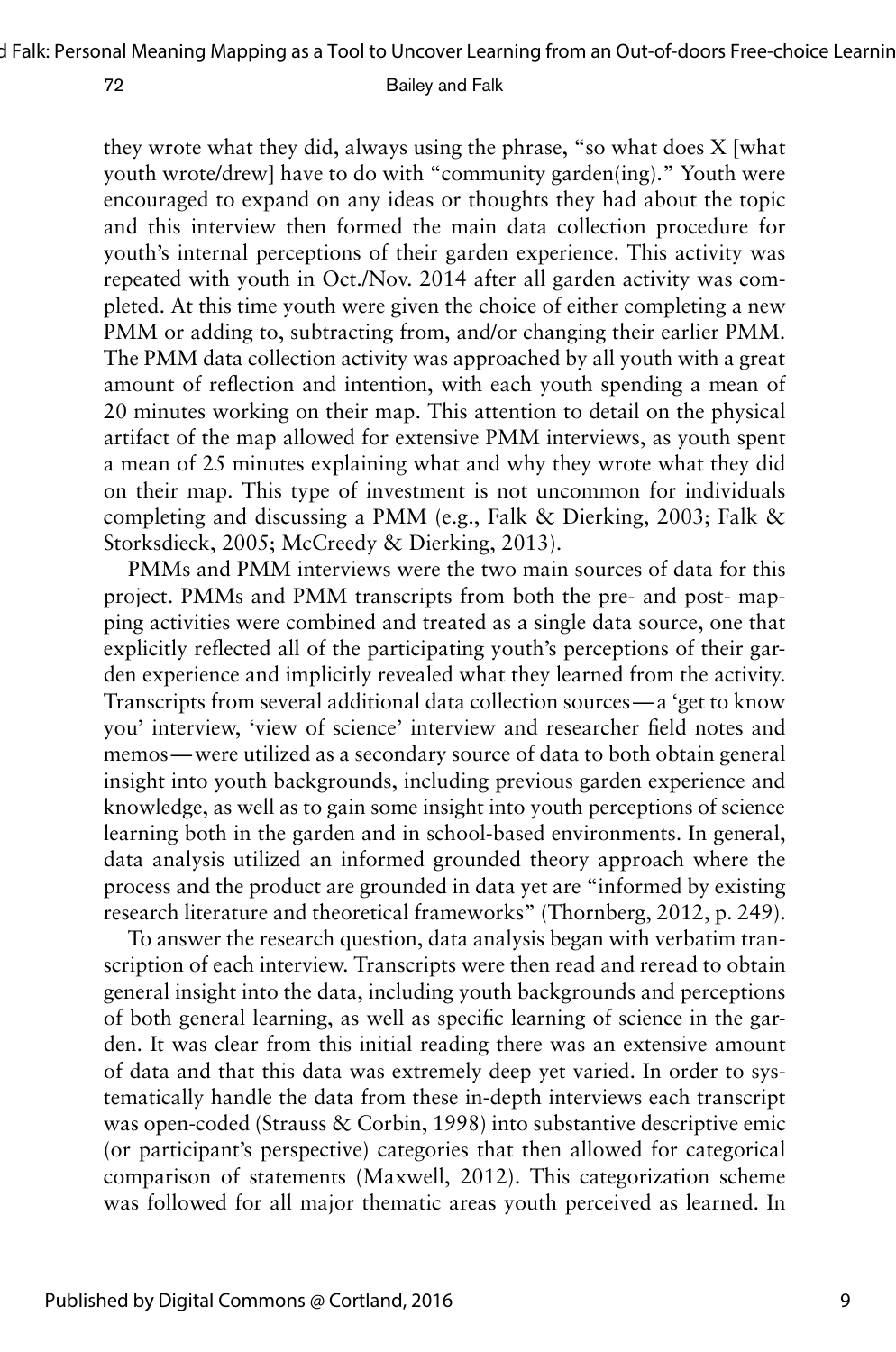they wrote what they did, always using the phrase, "so what does X [what youth wrote/drew] have to do with "community garden(ing)." Youth were encouraged to expand on any ideas or thoughts they had about the topic and this interview then formed the main data collection procedure for youth's internal perceptions of their garden experience. This activity was repeated with youth in Oct./Nov. 2014 after all garden activity was completed. At this time youth were given the choice of either completing a new PMM or adding to, subtracting from, and/or changing their earlier PMM. The PMM data collection activity was approached by all youth with a great amount of reflection and intention, with each youth spending a mean of 20 minutes working on their map. This attention to detail on the physical artifact of the map allowed for extensive PMM interviews, as youth spent a mean of 25 minutes explaining what and why they wrote what they did on their map. This type of investment is not uncommon for individuals completing and discussing a PMM (e.g., Falk & Dierking, 2003; Falk & Storksdieck, 2005; McCreedy & Dierking, 2013).

PMMs and PMM interviews were the two main sources of data for this project. PMMs and PMM transcripts from both the pre- and post- mapping activities were combined and treated as a single data source, one that explicitly reflected all of the participating youth's perceptions of their garden experience and implicitly revealed what they learned from the activity. Transcripts from several additional data collection sources—a 'get to know you' interview, 'view of science' interview and researcher field notes and memos—were utilized as a secondary source of data to both obtain general insight into youth backgrounds, including previous garden experience and knowledge, as well as to gain some insight into youth perceptions of science learning both in the garden and in school-based environments. In general, data analysis utilized an informed grounded theory approach where the process and the product are grounded in data yet are "informed by existing research literature and theoretical frameworks" (Thornberg, 2012, p. 249).

To answer the research question, data analysis began with verbatim transcription of each interview. Transcripts were then read and reread to obtain general insight into the data, including youth backgrounds and perceptions of both general learning, as well as specific learning of science in the garden. It was clear from this initial reading there was an extensive amount of data and that this data was extremely deep yet varied. In order to systematically handle the data from these in-depth interviews each transcript was open-coded (Strauss & Corbin, 1998) into substantive descriptive emic (or participant's perspective) categories that then allowed for categorical comparison of statements (Maxwell, 2012). This categorization scheme was followed for all major thematic areas youth perceived as learned. In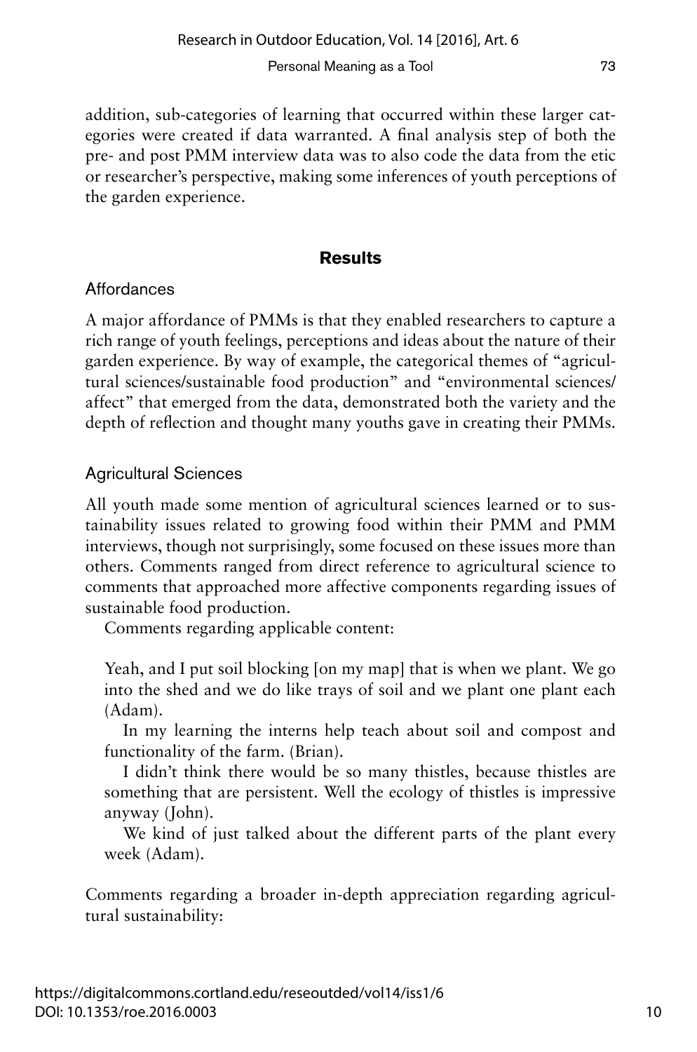addition, sub-categories of learning that occurred within these larger categories were created if data warranted. A final analysis step of both the pre- and post PMM interview data was to also code the data from the etic or researcher's perspective, making some inferences of youth perceptions of the garden experience.

## Results

### Affordances

A major affordance of PMMs is that they enabled researchers to capture a rich range of youth feelings, perceptions and ideas about the nature of their garden experience. By way of example, the categorical themes of "agricultural sciences/sustainable food production" and "environmental sciences/affect" that emerged from the data, demonstrated both the variety and the depth of reflection and thought many youths gave in creating their PMMs.

### Agricultural Sciences

All youth made some mention of agricultural sciences learned or to sustainability issues related to growing food within their PMM and PMM interviews, though not surprisingly, some focused on these issues more than others. Comments ranged from direct reference to agricultural science to comments that approached more affective components regarding issues of sustainable food production.

Comments regarding applicable content:

> Yeah, and I put soil blocking [on my map] that is when we plant. We go into the shed and we do like trays of soil and we plant one plant each (Adam).
>
> In my learning the interns help teach about soil and compost and functionality of the farm. (Brian).
>
> I didn't think there would be so many thistles, because thistles are something that are persistent. Well the ecology of thistles is impressive anyway (John).
>
> We kind of just talked about the different parts of the plant every week (Adam).

Comments regarding a broader in-depth appreciation regarding agricultural sustainability: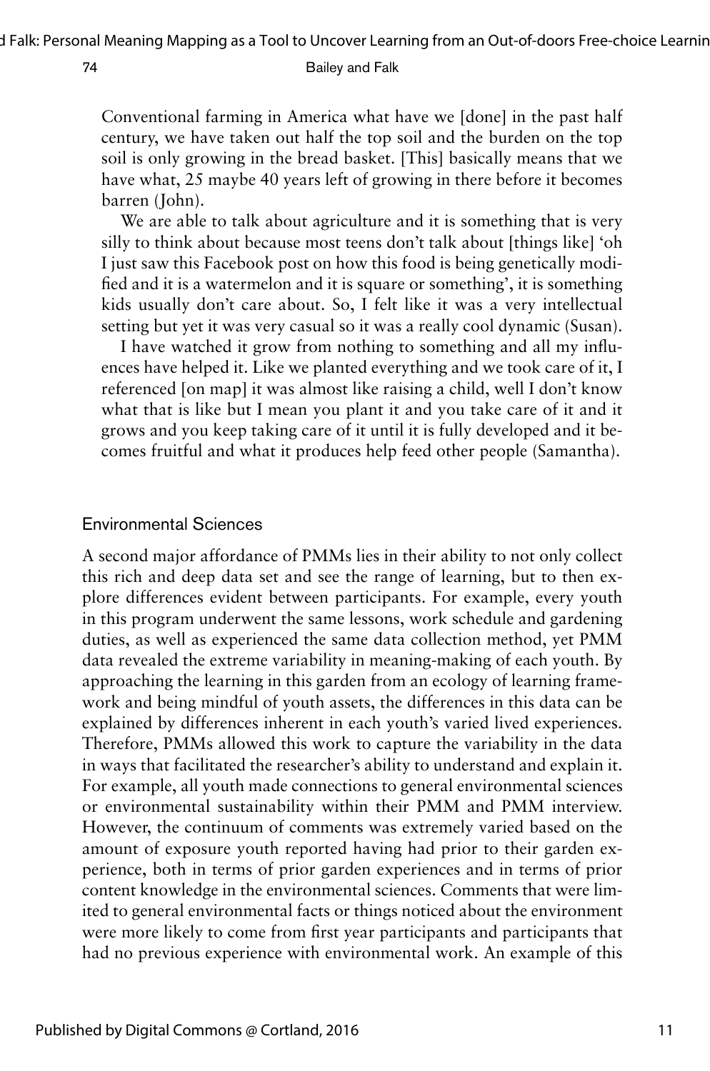Conventional farming in America what have we [done] in the past half century, we have taken out half the top soil and the burden on the top soil is only growing in the bread basket. [This] basically means that we have what, 25 maybe 40 years left of growing in there before it becomes barren (John).

We are able to talk about agriculture and it is something that is very silly to think about because most teens don't talk about [things like] 'oh I just saw this Facebook post on how this food is being genetically modified and it is a watermelon and it is square or something', it is something kids usually don't care about. So, I felt like it was a very intellectual setting but yet it was very casual so it was a really cool dynamic (Susan).

I have watched it grow from nothing to something and all my influences have helped it. Like we planted everything and we took care of it, I referenced [on map] it was almost like raising a child, well I don't know what that is like but I mean you plant it and you take care of it and it grows and you keep taking care of it until it is fully developed and it becomes fruitful and what it produces help feed other people (Samantha).

### Environmental Sciences

A second major affordance of PMMs lies in their ability to not only collect this rich and deep data set and see the range of learning, but to then explore differences evident between participants. For example, every youth in this program underwent the same lessons, work schedule and gardening duties, as well as experienced the same data collection method, yet PMM data revealed the extreme variability in meaning-making of each youth. By approaching the learning in this garden from an ecology of learning framework and being mindful of youth assets, the differences in this data can be explained by differences inherent in each youth's varied lived experiences. Therefore, PMMs allowed this work to capture the variability in the data in ways that facilitated the researcher's ability to understand and explain it. For example, all youth made connections to general environmental sciences or environmental sustainability within their PMM and PMM interview. However, the continuum of comments was extremely varied based on the amount of exposure youth reported having had prior to their garden experience, both in terms of prior garden experiences and in terms of prior content knowledge in the environmental sciences. Comments that were limited to general environmental facts or things noticed about the environment were more likely to come from first year participants and participants that had no previous experience with environmental work. An example of this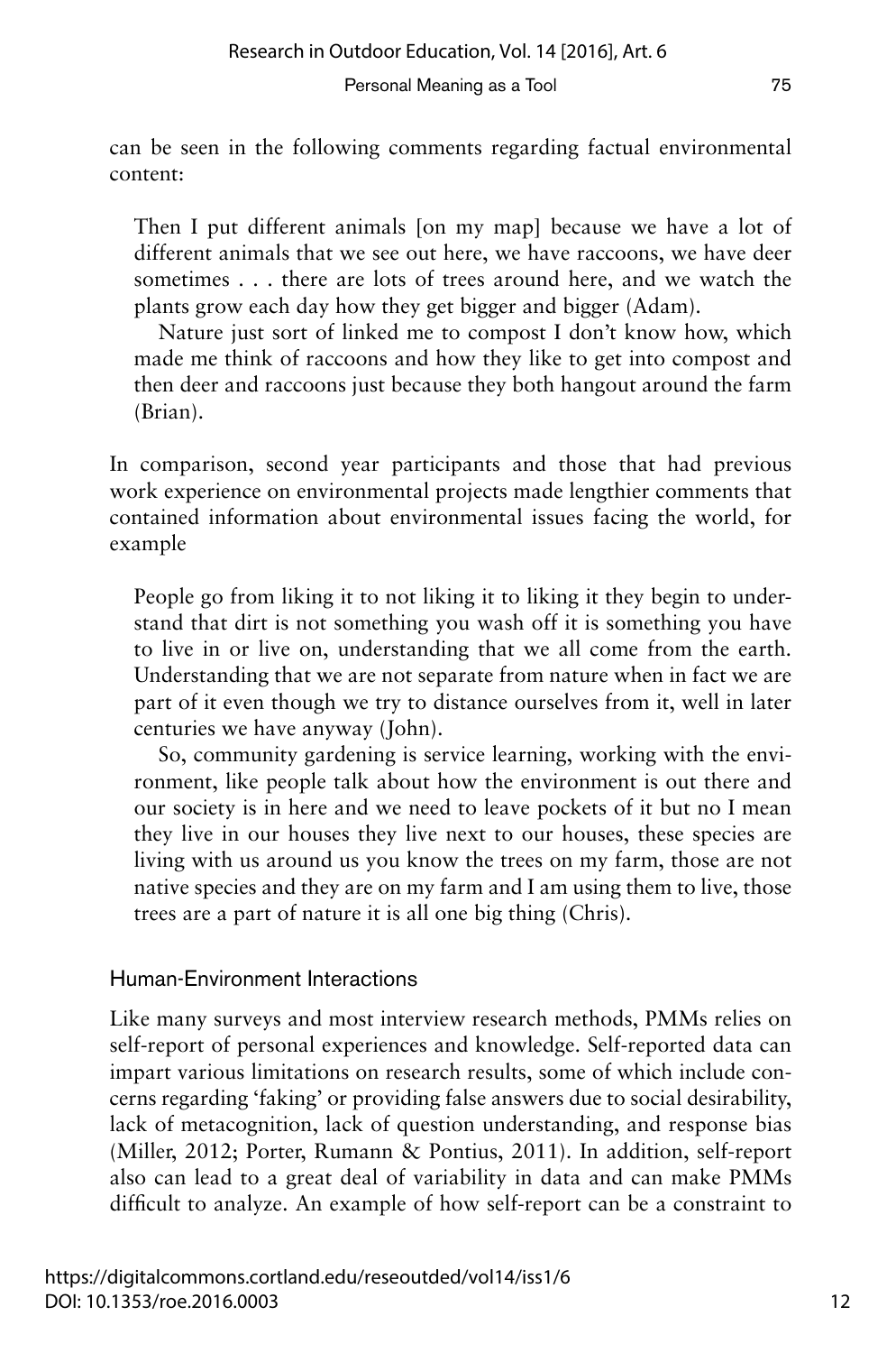can be seen in the following comments regarding factual environmental content:

> Then I put different animals [on my map] because we have a lot of different animals that we see out here, we have raccoons, we have deer sometimes . . . there are lots of trees around here, and we watch the plants grow each day how they get bigger and bigger (Adam).
>
> Nature just sort of linked me to compost I don't know how, which made me think of raccoons and how they like to get into compost and then deer and raccoons just because they both hangout around the farm (Brian).

In comparison, second year participants and those that had previous work experience on environmental projects made lengthier comments that contained information about environmental issues facing the world, for example

> People go from liking it to not liking it to liking it they begin to understand that dirt is not something you wash off it is something you have to live in or live on, understanding that we all come from the earth. Understanding that we are not separate from nature when in fact we are part of it even though we try to distance ourselves from it, well in later centuries we have anyway (John).
>
> So, community gardening is service learning, working with the environment, like people talk about how the environment is out there and our society is in here and we need to leave pockets of it but no I mean they live in our houses they live next to our houses, these species are living with us around us you know the trees on my farm, those are not native species and they are on my farm and I am using them to live, those trees are a part of nature it is all one big thing (Chris).

### Human-Environment Interactions

Like many surveys and most interview research methods, PMMs relies on self-report of personal experiences and knowledge. Self-reported data can impart various limitations on research results, some of which include concerns regarding 'faking' or providing false answers due to social desirability, lack of metacognition, lack of question understanding, and response bias (Miller, 2012; Porter, Rumann & Pontius, 2011). In addition, self-report also can lead to a great deal of variability in data and can make PMMs difficult to analyze. An example of how self-report can be a constraint to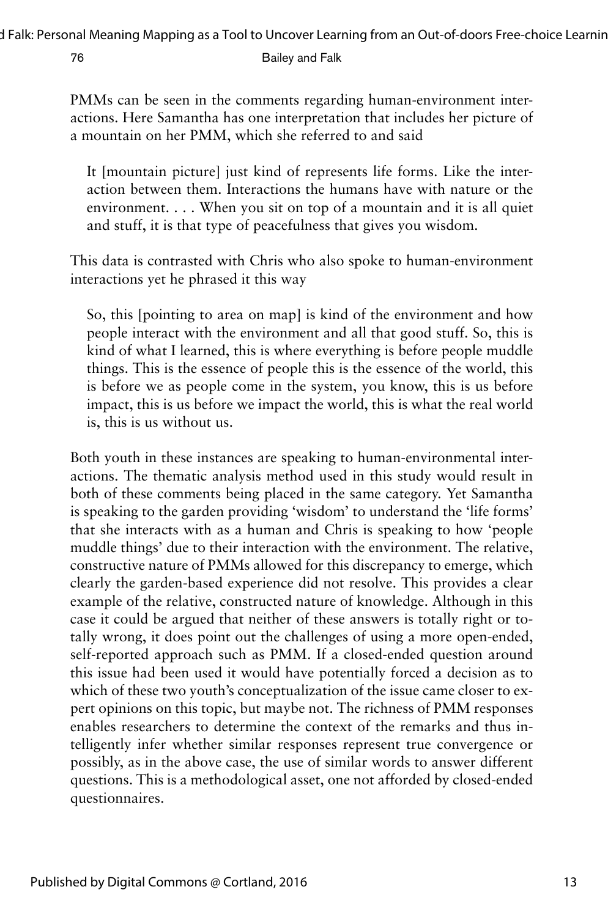PMMs can be seen in the comments regarding human-environment interactions. Here Samantha has one interpretation that includes her picture of a mountain on her PMM, which she referred to and said

> It [mountain picture] just kind of represents life forms. Like the interaction between them. Interactions the humans have with nature or the environment. . . . When you sit on top of a mountain and it is all quiet and stuff, it is that type of peacefulness that gives you wisdom.

This data is contrasted with Chris who also spoke to human-environment interactions yet he phrased it this way

> So, this [pointing to area on map] is kind of the environment and how people interact with the environment and all that good stuff. So, this is kind of what I learned, this is where everything is before people muddle things. This is the essence of people this is the essence of the world, this is before we as people come in the system, you know, this is us before impact, this is us before we impact the world, this is what the real world is, this is us without us.

Both youth in these instances are speaking to human-environmental interactions. The thematic analysis method used in this study would result in both of these comments being placed in the same category. Yet Samantha is speaking to the garden providing 'wisdom' to understand the 'life forms' that she interacts with as a human and Chris is speaking to how 'people muddle things' due to their interaction with the environment. The relative, constructive nature of PMMs allowed for this discrepancy to emerge, which clearly the garden-based experience did not resolve. This provides a clear example of the relative, constructed nature of knowledge. Although in this case it could be argued that neither of these answers is totally right or totally wrong, it does point out the challenges of using a more open-ended, self-reported approach such as PMM. If a closed-ended question around this issue had been used it would have potentially forced a decision as to which of these two youth's conceptualization of the issue came closer to expert opinions on this topic, but maybe not. The richness of PMM responses enables researchers to determine the context of the remarks and thus intelligently infer whether similar responses represent true convergence or possibly, as in the above case, the use of similar words to answer different questions. This is a methodological asset, one not afforded by closed-ended questionnaires.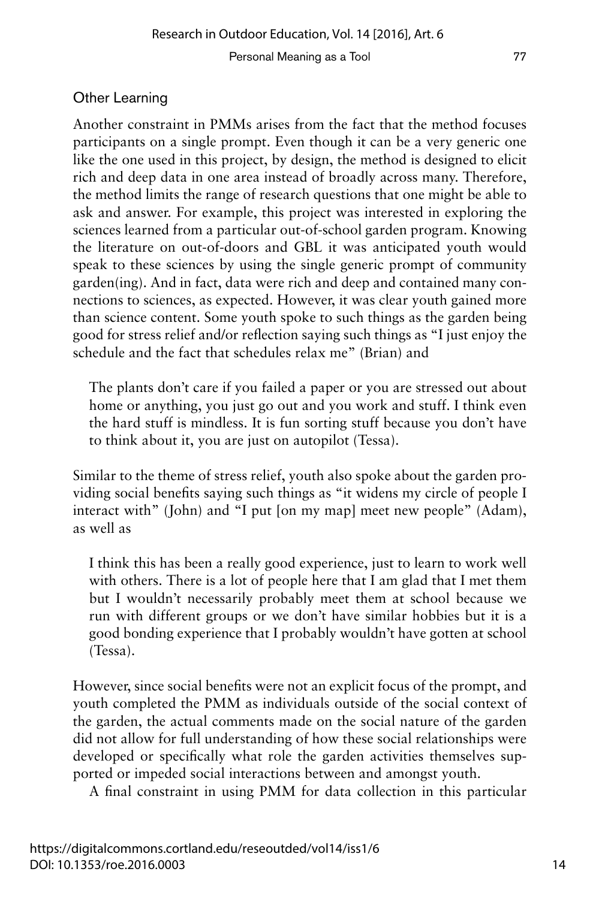### Other Learning

Another constraint in PMMs arises from the fact that the method focuses participants on a single prompt. Even though it can be a very generic one like the one used in this project, by design, the method is designed to elicit rich and deep data in one area instead of broadly across many. Therefore, the method limits the range of research questions that one might be able to ask and answer. For example, this project was interested in exploring the sciences learned from a particular out-of-school garden program. Knowing the literature on out-of-doors and GBL it was anticipated youth would speak to these sciences by using the single generic prompt of community garden(ing). And in fact, data were rich and deep and contained many connections to sciences, as expected. However, it was clear youth gained more than science content. Some youth spoke to such things as the garden being good for stress relief and/or reflection saying such things as "I just enjoy the schedule and the fact that schedules relax me" (Brian) and

> The plants don't care if you failed a paper or you are stressed out about home or anything, you just go out and you work and stuff. I think even the hard stuff is mindless. It is fun sorting stuff because you don't have to think about it, you are just on autopilot (Tessa).

Similar to the theme of stress relief, youth also spoke about the garden providing social benefits saying such things as "it widens my circle of people I interact with" (John) and "I put [on my map] meet new people" (Adam), as well as

> I think this has been a really good experience, just to learn to work well with others. There is a lot of people here that I am glad that I met them but I wouldn't necessarily probably meet them at school because we run with different groups or we don't have similar hobbies but it is a good bonding experience that I probably wouldn't have gotten at school (Tessa).

However, since social benefits were not an explicit focus of the prompt, and youth completed the PMM as individuals outside of the social context of the garden, the actual comments made on the social nature of the garden did not allow for full understanding of how these social relationships were developed or specifically what role the garden activities themselves supported or impeded social interactions between and amongst youth.

A final constraint in using PMM for data collection in this particular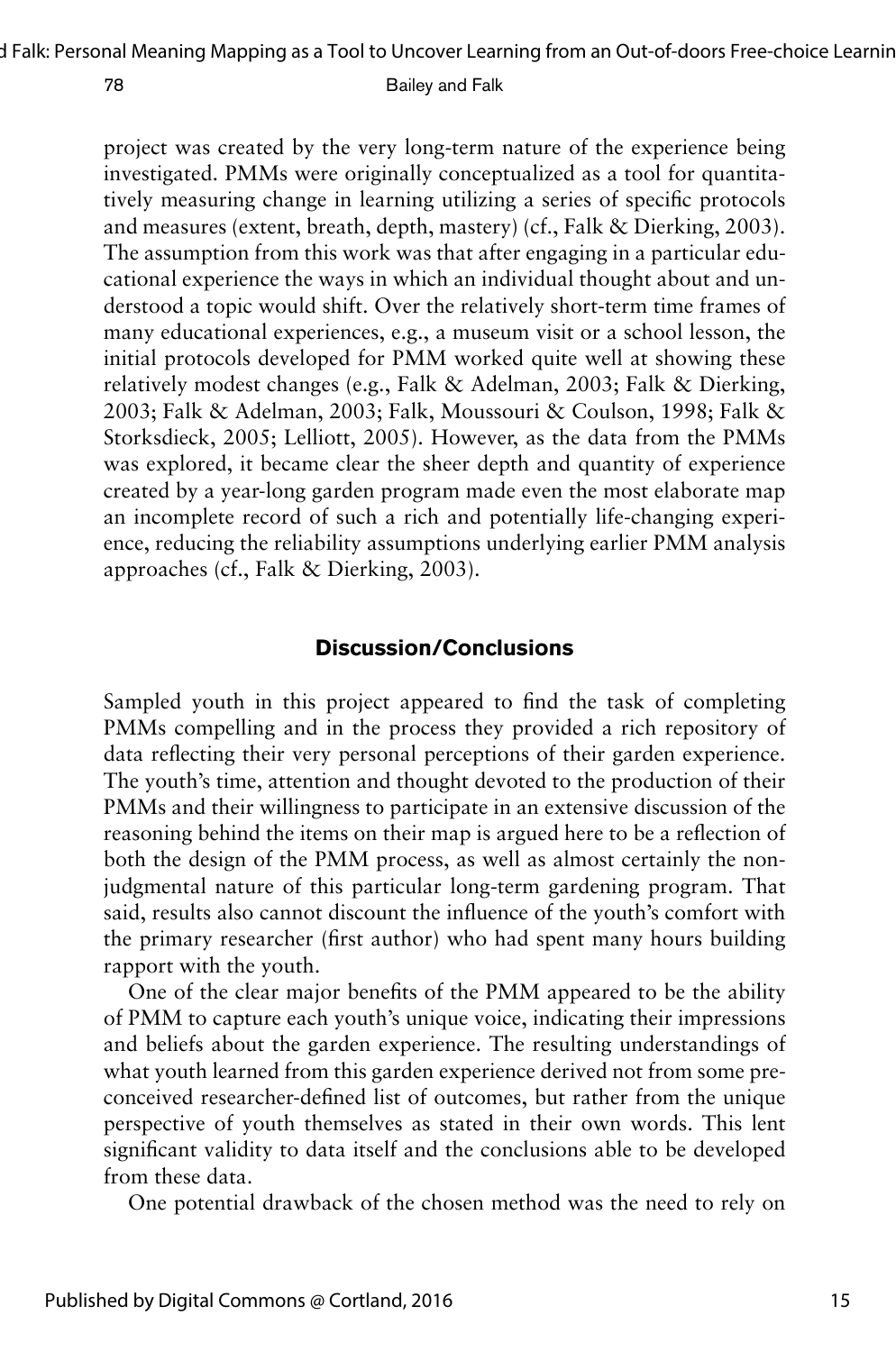project was created by the very long-term nature of the experience being investigated. PMMs were originally conceptualized as a tool for quantitatively measuring change in learning utilizing a series of specific protocols and measures (extent, breath, depth, mastery) (cf., Falk & Dierking, 2003). The assumption from this work was that after engaging in a particular educational experience the ways in which an individual thought about and understood a topic would shift. Over the relatively short-term time frames of many educational experiences, e.g., a museum visit or a school lesson, the initial protocols developed for PMM worked quite well at showing these relatively modest changes (e.g., Falk & Adelman, 2003; Falk & Dierking, 2003; Falk & Adelman, 2003; Falk, Moussouri & Coulson, 1998; Falk & Storksdieck, 2005; Lelliott, 2005). However, as the data from the PMMs was explored, it became clear the sheer depth and quantity of experience created by a year-long garden program made even the most elaborate map an incomplete record of such a rich and potentially life-changing experience, reducing the reliability assumptions underlying earlier PMM analysis approaches (cf., Falk & Dierking, 2003).

## Discussion/Conclusions

Sampled youth in this project appeared to find the task of completing PMMs compelling and in the process they provided a rich repository of data reflecting their very personal perceptions of their garden experience. The youth's time, attention and thought devoted to the production of their PMMs and their willingness to participate in an extensive discussion of the reasoning behind the items on their map is argued here to be a reflection of both the design of the PMM process, as well as almost certainly the non-judgmental nature of this particular long-term gardening program. That said, results also cannot discount the influence of the youth's comfort with the primary researcher (first author) who had spent many hours building rapport with the youth.

One of the clear major benefits of the PMM appeared to be the ability of PMM to capture each youth's unique voice, indicating their impressions and beliefs about the garden experience. The resulting understandings of what youth learned from this garden experience derived not from some preconceived researcher-defined list of outcomes, but rather from the unique perspective of youth themselves as stated in their own words. This lent significant validity to data itself and the conclusions able to be developed from these data.

One potential drawback of the chosen method was the need to rely on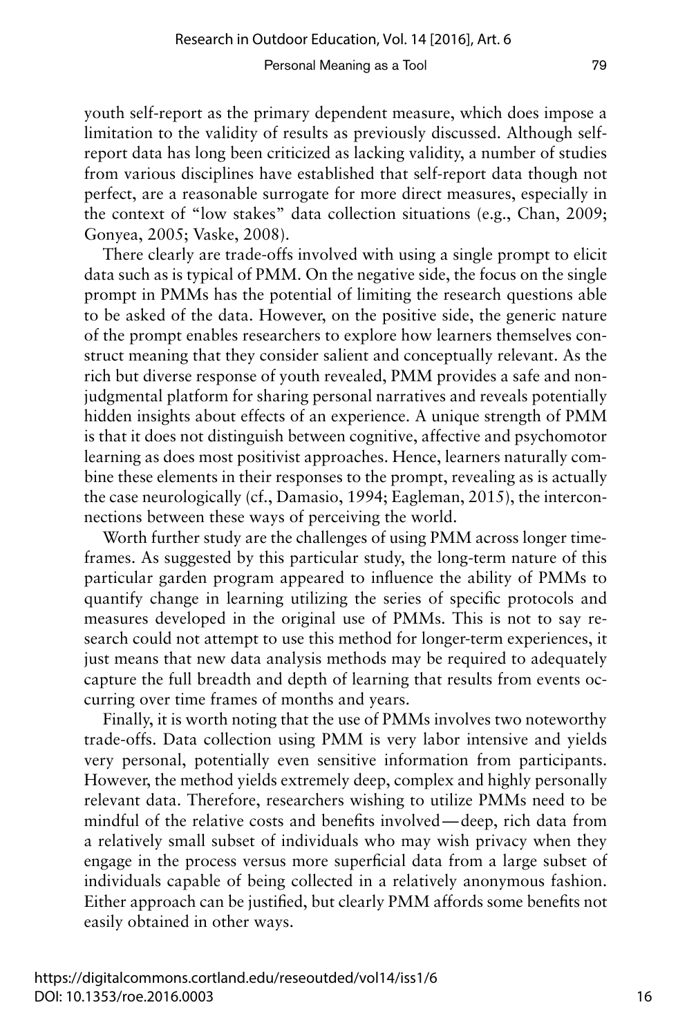youth self-report as the primary dependent measure, which does impose a limitation to the validity of results as previously discussed. Although self-report data has long been criticized as lacking validity, a number of studies from various disciplines have established that self-report data though not perfect, are a reasonable surrogate for more direct measures, especially in the context of "low stakes" data collection situations (e.g., Chan, 2009; Gonyea, 2005; Vaske, 2008).

There clearly are trade-offs involved with using a single prompt to elicit data such as is typical of PMM. On the negative side, the focus on the single prompt in PMMs has the potential of limiting the research questions able to be asked of the data. However, on the positive side, the generic nature of the prompt enables researchers to explore how learners themselves construct meaning that they consider salient and conceptually relevant. As the rich but diverse response of youth revealed, PMM provides a safe and non-judgmental platform for sharing personal narratives and reveals potentially hidden insights about effects of an experience. A unique strength of PMM is that it does not distinguish between cognitive, affective and psychomotor learning as does most positivist approaches. Hence, learners naturally combine these elements in their responses to the prompt, revealing as is actually the case neurologically (cf., Damasio, 1994; Eagleman, 2015), the interconnections between these ways of perceiving the world.

Worth further study are the challenges of using PMM across longer time-frames. As suggested by this particular study, the long-term nature of this particular garden program appeared to influence the ability of PMMs to quantify change in learning utilizing the series of specific protocols and measures developed in the original use of PMMs. This is not to say research could not attempt to use this method for longer-term experiences, it just means that new data analysis methods may be required to adequately capture the full breadth and depth of learning that results from events occurring over time frames of months and years.

Finally, it is worth noting that the use of PMMs involves two noteworthy trade-offs. Data collection using PMM is very labor intensive and yields very personal, potentially even sensitive information from participants. However, the method yields extremely deep, complex and highly personally relevant data. Therefore, researchers wishing to utilize PMMs need to be mindful of the relative costs and benefits involved—deep, rich data from a relatively small subset of individuals who may wish privacy when they engage in the process versus more superficial data from a large subset of individuals capable of being collected in a relatively anonymous fashion. Either approach can be justified, but clearly PMM affords some benefits not easily obtained in other ways.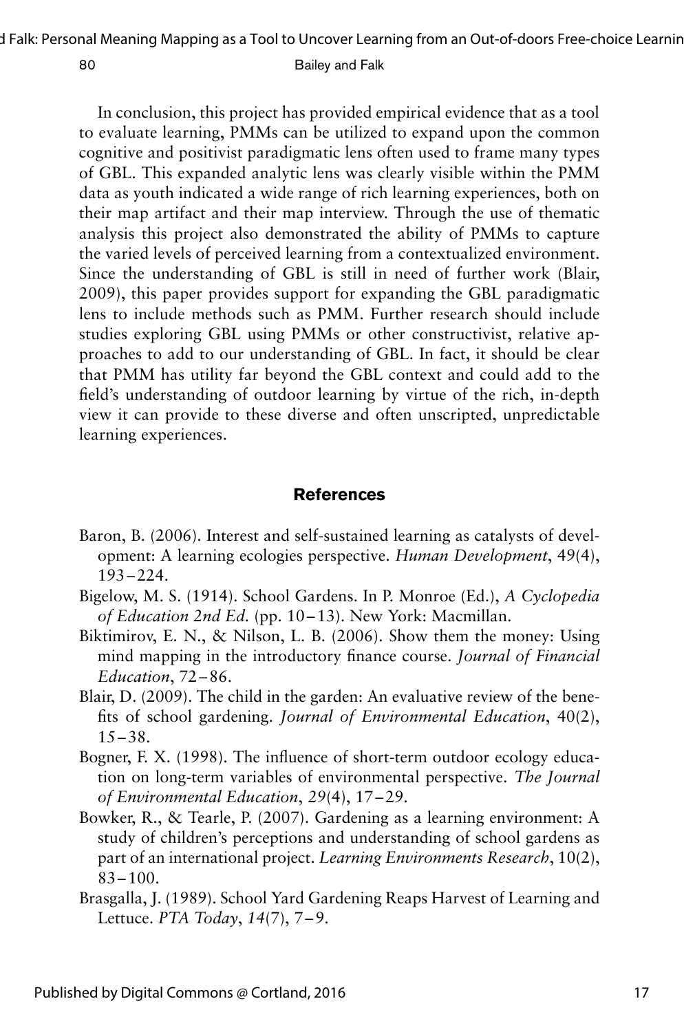In conclusion, this project has provided empirical evidence that as a tool to evaluate learning, PMMs can be utilized to expand upon the common cognitive and positivist paradigmatic lens often used to frame many types of GBL. This expanded analytic lens was clearly visible within the PMM data as youth indicated a wide range of rich learning experiences, both on their map artifact and their map interview. Through the use of thematic analysis this project also demonstrated the ability of PMMs to capture the varied levels of perceived learning from a contextualized environment. Since the understanding of GBL is still in need of further work (Blair, 2009), this paper provides support for expanding the GBL paradigmatic lens to include methods such as PMM. Further research should include studies exploring GBL using PMMs or other constructivist, relative approaches to add to our understanding of GBL. In fact, it should be clear that PMM has utility far beyond the GBL context and could add to the field's understanding of outdoor learning by virtue of the rich, in-depth view it can provide to these diverse and often unscripted, unpredictable learning experiences.

## References

Baron, B. (2006). Interest and self-sustained learning as catalysts of development: A learning ecologies perspective. *Human Development*, 49(4), 193–224.

Bigelow, M. S. (1914). School Gardens. In P. Monroe (Ed.), *A Cyclopedia of Education 2nd Ed.* (pp. 10–13). New York: Macmillan.

Biktimirov, E. N., & Nilson, L. B. (2006). Show them the money: Using mind mapping in the introductory finance course. *Journal of Financial Education*, 72–86.

Blair, D. (2009). The child in the garden: An evaluative review of the benefits of school gardening. *Journal of Environmental Education*, 40(2), 15–38.

Bogner, F. X. (1998). The influence of short-term outdoor ecology education on long-term variables of environmental perspective. *The Journal of Environmental Education*, *29*(4), 17–29.

Bowker, R., & Tearle, P. (2007). Gardening as a learning environment: A study of children's perceptions and understanding of school gardens as part of an international project. *Learning Environments Research*, 10(2), 83–100.

Brasgalla, J. (1989). School Yard Gardening Reaps Harvest of Learning and Lettuce. *PTA Today*, *14*(7), 7–9.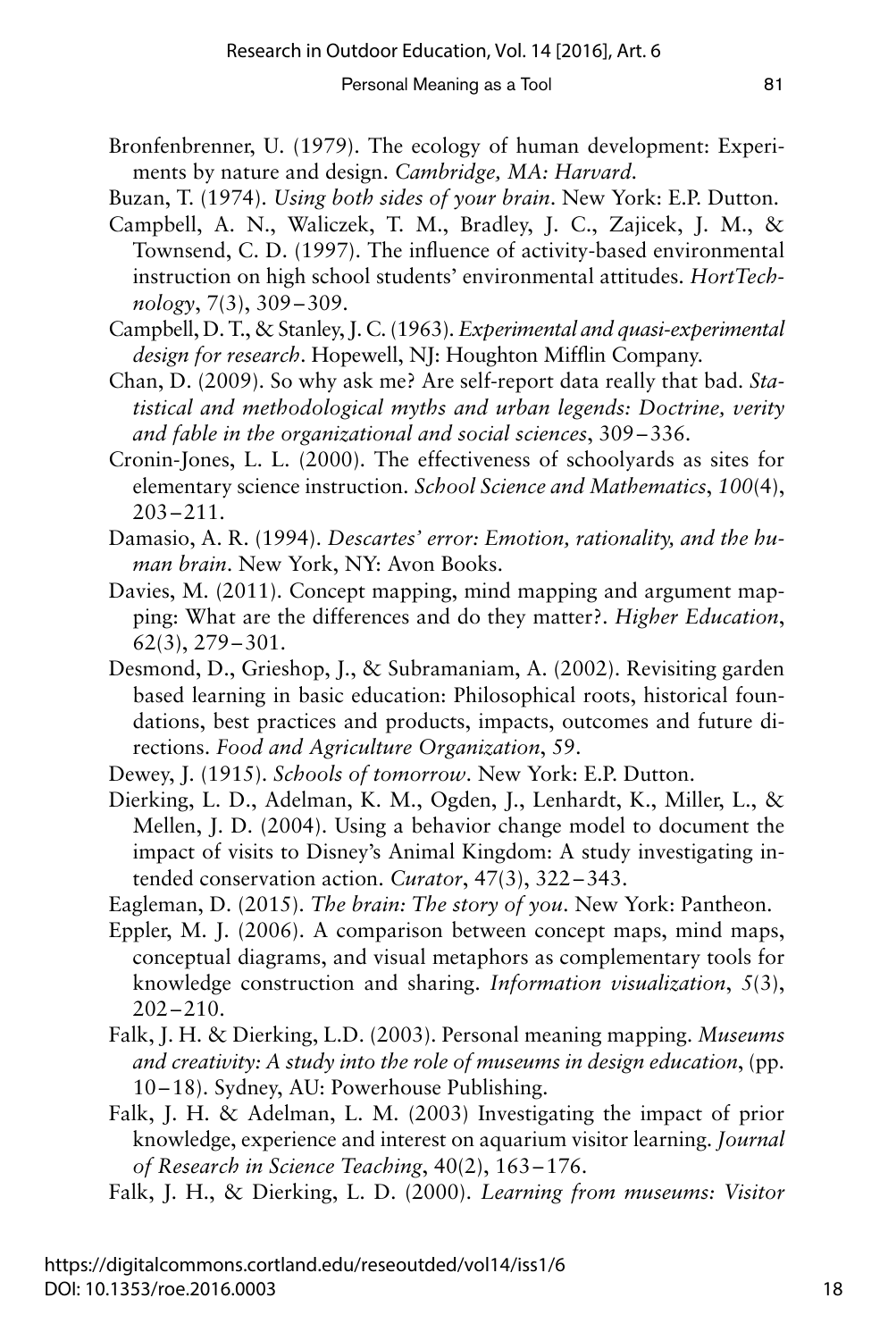Bronfenbrenner, U. (1979). The ecology of human development: Experiments by nature and design. *Cambridge, MA: Harvard*.

Buzan, T. (1974). *Using both sides of your brain*. New York: E.P. Dutton.

Campbell, A. N., Waliczek, T. M., Bradley, J. C., Zajicek, J. M., & Townsend, C. D. (1997). The influence of activity-based environmental instruction on high school students' environmental attitudes. *HortTechnology*, 7(3), 309–309.

Campbell, D. T., & Stanley, J. C. (1963). *Experimental and quasi-experimental design for research*. Hopewell, NJ: Houghton Mifflin Company.

Chan, D. (2009). So why ask me? Are self-report data really that bad. *Statistical and methodological myths and urban legends: Doctrine, verity and fable in the organizational and social sciences*, 309–336.

Cronin-Jones, L. L. (2000). The effectiveness of schoolyards as sites for elementary science instruction. *School Science and Mathematics*, *100*(4), 203–211.

Damasio, A. R. (1994). *Descartes' error: Emotion, rationality, and the human brain*. New York, NY: Avon Books.

Davies, M. (2011). Concept mapping, mind mapping and argument mapping: What are the differences and do they matter?. *Higher Education*, 62(3), 279–301.

Desmond, D., Grieshop, J., & Subramaniam, A. (2002). Revisiting garden based learning in basic education: Philosophical roots, historical foundations, best practices and products, impacts, outcomes and future directions. *Food and Agriculture Organization*, 59.

Dewey, J. (1915). *Schools of tomorrow*. New York: E.P. Dutton.

Dierking, L. D., Adelman, K. M., Ogden, J., Lenhardt, K., Miller, L., & Mellen, J. D. (2004). Using a behavior change model to document the impact of visits to Disney's Animal Kingdom: A study investigating intended conservation action. *Curator*, 47(3), 322–343.

Eagleman, D. (2015). *The brain: The story of you*. New York: Pantheon.

Eppler, M. J. (2006). A comparison between concept maps, mind maps, conceptual diagrams, and visual metaphors as complementary tools for knowledge construction and sharing. *Information visualization*, *5*(3), 202–210.

Falk, J. H. & Dierking, L.D. (2003). Personal meaning mapping. *Museums and creativity: A study into the role of museums in design education*, (pp. 10–18). Sydney, AU: Powerhouse Publishing.

Falk, J. H. & Adelman, L. M. (2003) Investigating the impact of prior knowledge, experience and interest on aquarium visitor learning. *Journal of Research in Science Teaching*, 40(2), 163–176.

Falk, J. H., & Dierking, L. D. (2000). *Learning from museums: Visitor*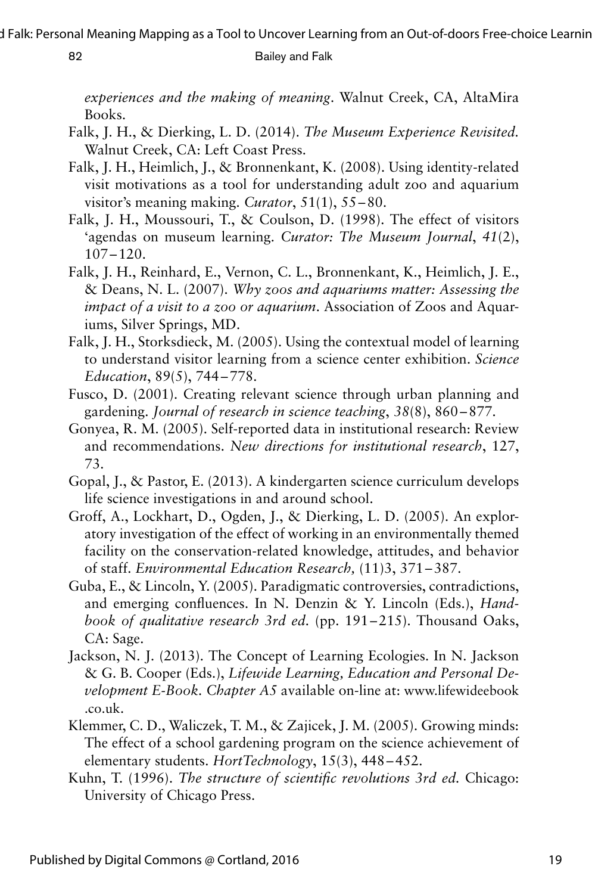*experiences and the making of meaning*. Walnut Creek, CA, AltaMira Books.

Falk, J. H., & Dierking, L. D. (2014). *The Museum Experience Revisited.* Walnut Creek, CA: Left Coast Press.

Falk, J. H., Heimlich, J., & Bronnenkant, K. (2008). Using identity-related visit motivations as a tool for understanding adult zoo and aquarium visitor's meaning making. *Curator*, 51(1), 55–80.

Falk, J. H., Moussouri, T., & Coulson, D. (1998). The effect of visitors 'agendas on museum learning. *Curator: The Museum Journal*, *41*(2), 107–120.

Falk, J. H., Reinhard, E., Vernon, C. L., Bronnenkant, K., Heimlich, J. E., & Deans, N. L. (2007). *Why zoos and aquariums matter: Assessing the impact of a visit to a zoo or aquarium*. Association of Zoos and Aquariums, Silver Springs, MD.

Falk, J. H., Storksdieck, M. (2005). Using the contextual model of learning to understand visitor learning from a science center exhibition. *Science Education*, 89(5), 744–778.

Fusco, D. (2001). Creating relevant science through urban planning and gardening. *Journal of research in science teaching*, *38*(8), 860–877.

Gonyea, R. M. (2005). Self-reported data in institutional research: Review and recommendations. *New directions for institutional research*, 127, 73.

Gopal, J., & Pastor, E. (2013). A kindergarten science curriculum develops life science investigations in and around school.

Groff, A., Lockhart, D., Ogden, J., & Dierking, L. D. (2005). An exploratory investigation of the effect of working in an environmentally themed facility on the conservation-related knowledge, attitudes, and behavior of staff. *Environmental Education Research,* (11)3, 371–387.

Guba, E., & Lincoln, Y. (2005). Paradigmatic controversies, contradictions, and emerging confluences. In N. Denzin & Y. Lincoln (Eds.), *Handbook of qualitative research 3rd ed.* (pp. 191–215). Thousand Oaks, CA: Sage.

Jackson, N. J. (2013). The Concept of Learning Ecologies. In N. Jackson & G. B. Cooper (Eds.), *Lifewide Learning, Education and Personal Development E-Book. Chapter A5* available on-line at: www.lifewideebook.co.uk.

Klemmer, C. D., Waliczek, T. M., & Zajicek, J. M. (2005). Growing minds: The effect of a school gardening program on the science achievement of elementary students. *HortTechnology*, 15(3), 448–452.

Kuhn, T. (1996). *The structure of scientific revolutions 3rd ed.* Chicago: University of Chicago Press.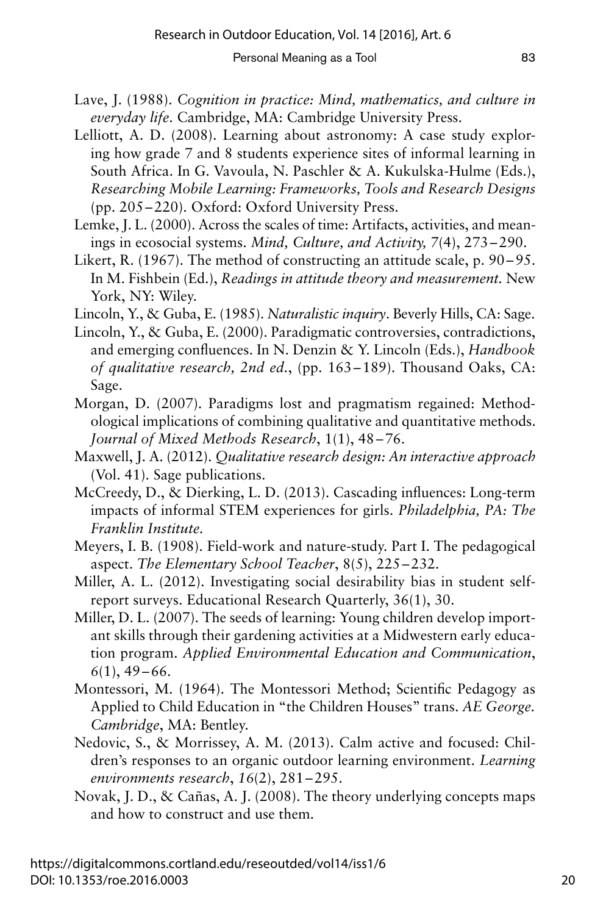Lave, J. (1988). *Cognition in practice: Mind, mathematics, and culture in everyday life*. Cambridge, MA: Cambridge University Press.

Lelliott, A. D. (2008). Learning about astronomy: A case study exploring how grade 7 and 8 students experience sites of informal learning in South Africa. In G. Vavoula, N. Paschler & A. Kukulska-Hulme (Eds.), *Researching Mobile Learning: Frameworks, Tools and Research Designs* (pp. 205–220). Oxford: Oxford University Press.

Lemke, J. L. (2000). Across the scales of time: Artifacts, activities, and meanings in ecosocial systems. *Mind, Culture, and Activity, 7*(4), 273–290.

Likert, R. (1967). The method of constructing an attitude scale, p. 90–95. In M. Fishbein (Ed.), *Readings in attitude theory and measurement*. New York, NY: Wiley.

Lincoln, Y., & Guba, E. (1985). *Naturalistic inquiry*. Beverly Hills, CA: Sage.

Lincoln, Y., & Guba, E. (2000). Paradigmatic controversies, contradictions, and emerging confluences. In N. Denzin & Y. Lincoln (Eds.), *Handbook of qualitative research, 2nd ed.*, (pp. 163–189). Thousand Oaks, CA: Sage.

Morgan, D. (2007). Paradigms lost and pragmatism regained: Methodological implications of combining qualitative and quantitative methods. *Journal of Mixed Methods Research*, 1(1), 48–76.

Maxwell, J. A. (2012). *Qualitative research design: An interactive approach* (Vol. 41). Sage publications.

McCreedy, D., & Dierking, L. D. (2013). Cascading influences: Long-term impacts of informal STEM experiences for girls. *Philadelphia, PA: The Franklin Institute.*

Meyers, I. B. (1908). Field-work and nature-study. Part I. The pedagogical aspect. *The Elementary School Teacher*, 8(5), 225–232.

Miller, A. L. (2012). Investigating social desirability bias in student self-report surveys. Educational Research Quarterly, 36(1), 30.

Miller, D. L. (2007). The seeds of learning: Young children develop important skills through their gardening activities at a Midwestern early education program. *Applied Environmental Education and Communication*, *6*(1), 49–66.

Montessori, M. (1964). The Montessori Method; Scientific Pedagogy as Applied to Child Education in "the Children Houses" trans. *AE George. Cambridge*, MA: Bentley.

Nedovic, S., & Morrissey, A. M. (2013). Calm active and focused: Children's responses to an organic outdoor learning environment. *Learning environments research*, *16*(2), 281–295.

Novak, J. D., & Cañas, A. J. (2008). The theory underlying concepts maps and how to construct and use them.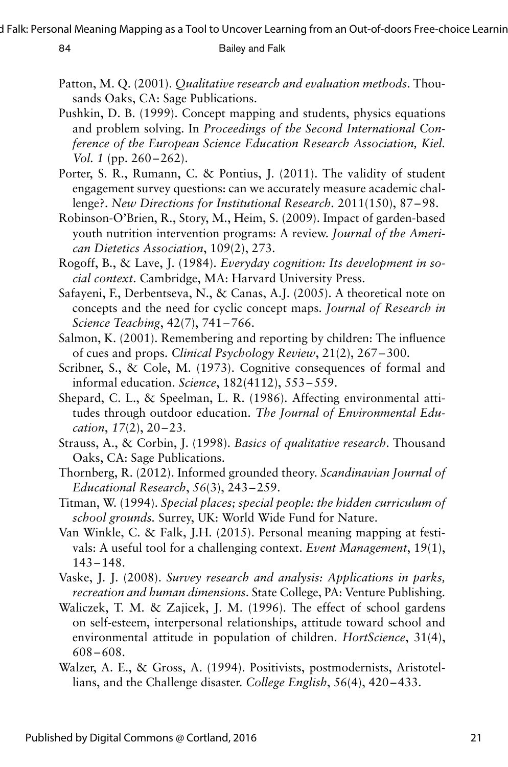Patton, M. Q. (2001). *Qualitative research and evaluation methods*. Thousands Oaks, CA: Sage Publications.

Pushkin, D. B. (1999). Concept mapping and students, physics equations and problem solving. In *Proceedings of the Second International Conference of the European Science Education Research Association, Kiel. Vol. 1* (pp. 260–262).

Porter, S. R., Rumann, C. & Pontius, J. (2011). The validity of student engagement survey questions: can we accurately measure academic challenge?. *New Directions for Institutional Research*. 2011(150), 87–98.

Robinson-O'Brien, R., Story, M., Heim, S. (2009). Impact of garden-based youth nutrition intervention programs: A review. *Journal of the American Dietetics Association*, 109(2), 273.

Rogoff, B., & Lave, J. (1984). *Everyday cognition: Its development in social context*. Cambridge, MA: Harvard University Press.

Safayeni, F., Derbentseva, N., & Canas, A.J. (2005). A theoretical note on concepts and the need for cyclic concept maps. *Journal of Research in Science Teaching*, 42(7), 741–766.

Salmon, K. (2001). Remembering and reporting by children: The influence of cues and props. *Clinical Psychology Review*, 21(2), 267–300.

Scribner, S., & Cole, M. (1973). Cognitive consequences of formal and informal education. *Science*, 182(4112), 553–559.

Shepard, C. L., & Speelman, L. R. (1986). Affecting environmental attitudes through outdoor education. *The Journal of Environmental Education*, *17*(2), 20–23.

Strauss, A., & Corbin, J. (1998). *Basics of qualitative research*. Thousand Oaks, CA: Sage Publications.

Thornberg, R. (2012). Informed grounded theory. *Scandinavian Journal of Educational Research*, *56*(3), 243–259.

Titman, W. (1994). *Special places; special people: the hidden curriculum of school grounds*. Surrey, UK: World Wide Fund for Nature.

Van Winkle, C. & Falk, J.H. (2015). Personal meaning mapping at festivals: A useful tool for a challenging context. *Event Management*, 19(1), 143–148.

Vaske, J. J. (2008). *Survey research and analysis: Applications in parks, recreation and human dimensions*. State College, PA: Venture Publishing.

Waliczek, T. M. & Zajicek, J. M. (1996). The effect of school gardens on self-esteem, interpersonal relationships, attitude toward school and environmental attitude in population of children. *HortScience*, 31(4), 608–608.

Walzer, A. E., & Gross, A. (1994). Positivists, postmodernists, Aristotellians, and the Challenge disaster. *College English*, *56*(4), 420–433.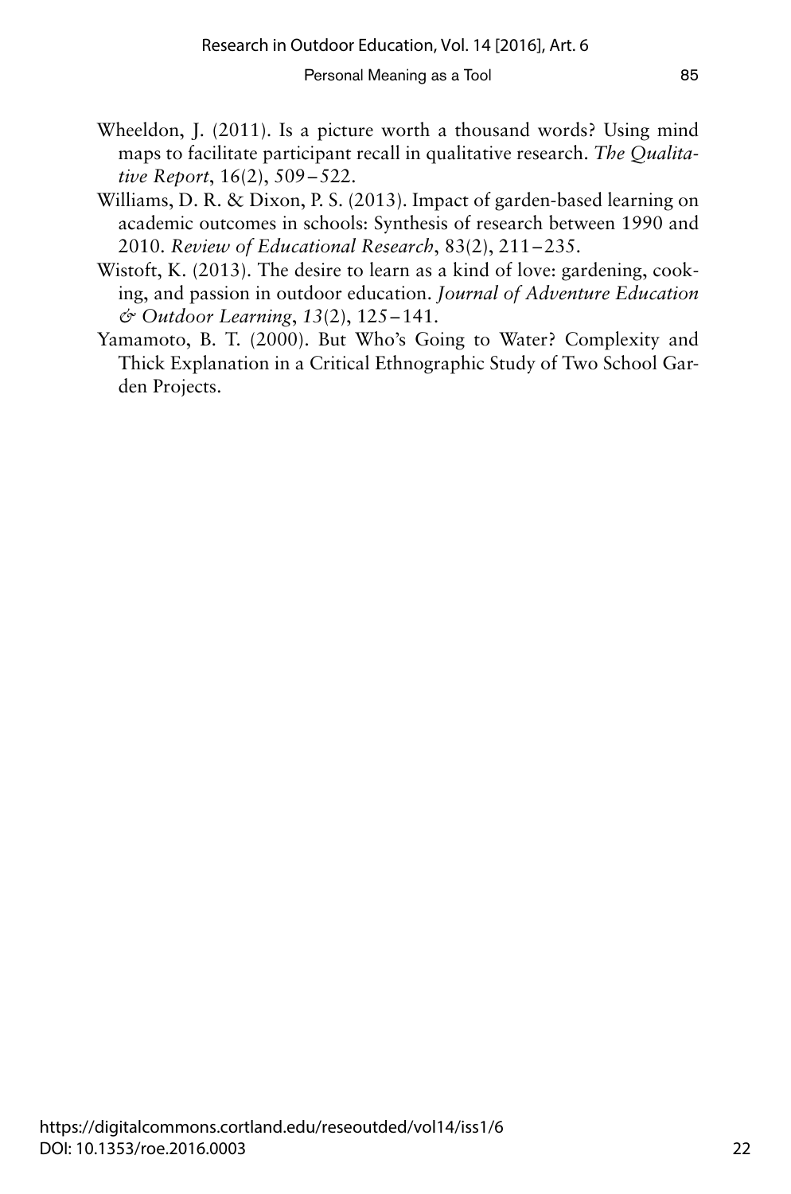Wheeldon, J. (2011). Is a picture worth a thousand words? Using mind maps to facilitate participant recall in qualitative research. *The Qualitative Report*, 16(2), 509–522.

Williams, D. R. & Dixon, P. S. (2013). Impact of garden-based learning on academic outcomes in schools: Synthesis of research between 1990 and 2010. *Review of Educational Research*, 83(2), 211–235.

Wistoft, K. (2013). The desire to learn as a kind of love: gardening, cooking, and passion in outdoor education. *Journal of Adventure Education & Outdoor Learning*, *13*(2), 125–141.

Yamamoto, B. T. (2000). But Who's Going to Water? Complexity and Thick Explanation in a Critical Ethnographic Study of Two School Garden Projects.